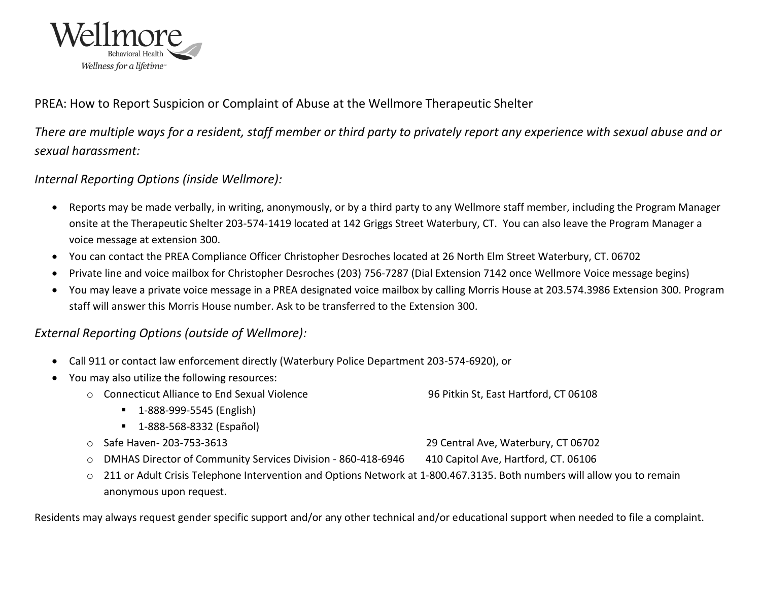Wellmore
Behavioral Health
*Wellness for a lifetime*

PREA: How to Report Suspicion or Complaint of Abuse at the Wellmore Therapeutic Shelter

*There are multiple ways for a resident, staff member or third party to privately report any experience with sexual abuse and or sexual harassment:*

## *Internal Reporting Options (inside Wellmore):*

- Reports may be made verbally, in writing, anonymously, or by a third party to any Wellmore staff member, including the Program Manager onsite at the Therapeutic Shelter 203-574-1419 located at 142 Griggs Street Waterbury, CT. You can also leave the Program Manager a voice message at extension 300.
- You can contact the PREA Compliance Officer Christopher Desroches located at 26 North Elm Street Waterbury, CT. 06702
- Private line and voice mailbox for Christopher Desroches (203) 756-7287 (Dial Extension 7142 once Wellmore Voice message begins)
- You may leave a private voice message in a PREA designated voice mailbox by calling Morris House at 203.574.3986 Extension 300. Program staff will answer this Morris House number. Ask to be transferred to the Extension 300.

## *External Reporting Options (outside of Wellmore):*

- Call 911 or contact law enforcement directly (Waterbury Police Department 203-574-6920), or
- You may also utilize the following resources:
  - Connecticut Alliance to End Sexual Violence — 96 Pitkin St, East Hartford, CT 06108
    - 1-888-999-5545 (English)
    - 1-888-568-8332 (Español)
  - Safe Haven- 203-753-3613 — 29 Central Ave, Waterbury, CT 06702
  - DMHAS Director of Community Services Division - 860-418-6946 — 410 Capitol Ave, Hartford, CT. 06106
  - 211 or Adult Crisis Telephone Intervention and Options Network at 1-800.467.3135. Both numbers will allow you to remain anonymous upon request.

Residents may always request gender specific support and/or any other technical and/or educational support when needed to file a complaint.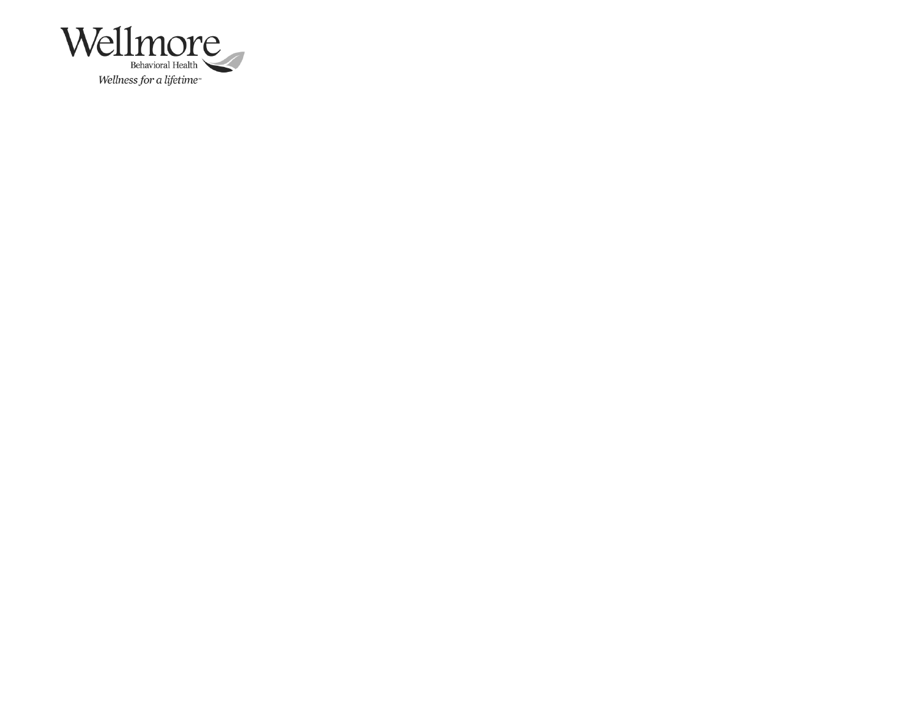Wellmore

Behavioral Health

*Wellness for a lifetime*™